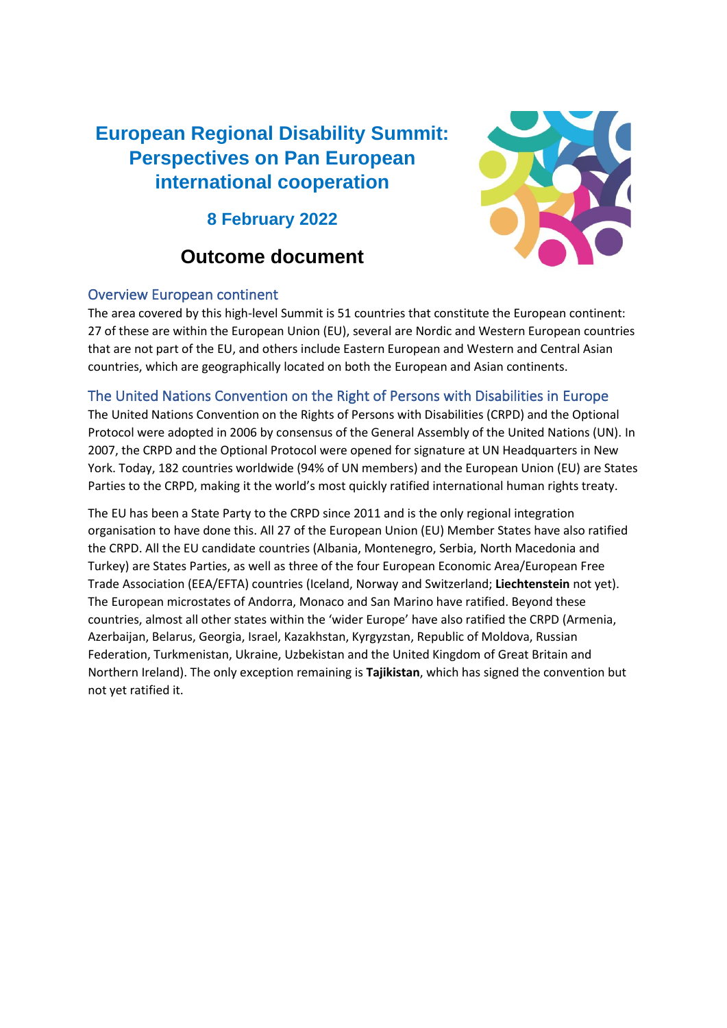# European Regional Disability Summit: Perspectives on Pan European international cooperation

### 8 February 2022

## Outcome document

### Overview European continent

The area covered by this high-level Summit is 51 countries that constitute the European continent: 27 of these are within the European Union (EU), several are Nordic and Western European countries that are not part of the EU, and others include Eastern European and Western and Central Asian countries, which are geographically located on both the European and Asian continents.

### The United Nations Convention on the Right of Persons with Disabilities in Europe

The United Nations Convention on the Rights of Persons with Disabilities (CRPD) and the Optional Protocol were adopted in 2006 by consensus of the General Assembly of the United Nations (UN). In 2007, the CRPD and the Optional Protocol were opened for signature at UN Headquarters in New York. Today, 182 countries worldwide (94% of UN members) and the European Union (EU) are States Parties to the CRPD, making it the world's most quickly ratified international human rights treaty.

The EU has been a State Party to the CRPD since 2011 and is the only regional integration organisation to have done this. All 27 of the European Union (EU) Member States have also ratified the CRPD. All the EU candidate countries (Albania, Montenegro, Serbia, North Macedonia and Turkey) are States Parties, as well as three of the four European Economic Area/European Free Trade Association (EEA/EFTA) countries (Iceland, Norway and Switzerland; **Liechtenstein** not yet). The European microstates of Andorra, Monaco and San Marino have ratified. Beyond these countries, almost all other states within the 'wider Europe' have also ratified the CRPD (Armenia, Azerbaijan, Belarus, Georgia, Israel, Kazakhstan, Kyrgyzstan, Republic of Moldova, Russian Federation, Turkmenistan, Ukraine, Uzbekistan and the United Kingdom of Great Britain and Northern Ireland). The only exception remaining is **Tajikistan**, which has signed the convention but not yet ratified it.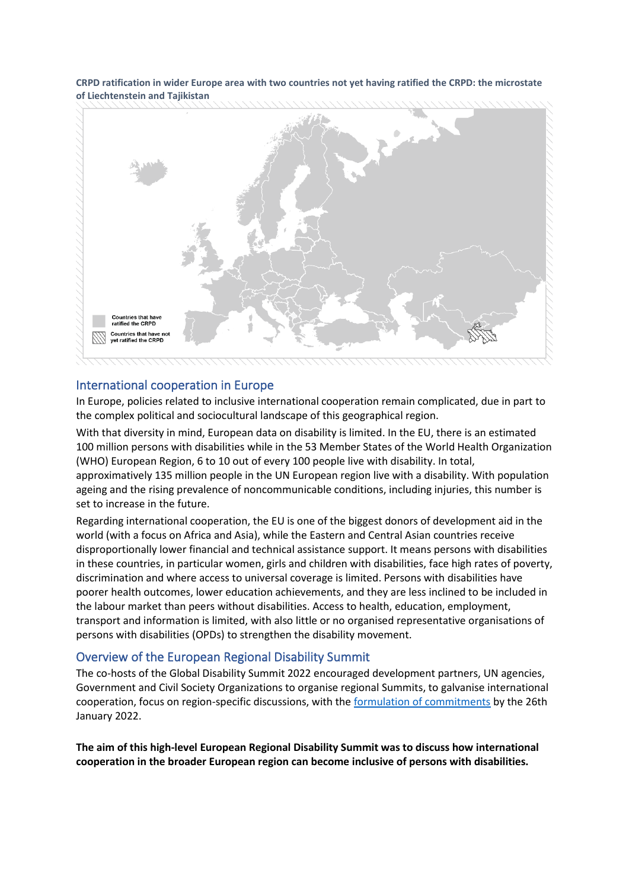**CRPD ratification in wider Europe area with two countries not yet having ratified the CRPD: the microstate of Liechtenstein and Tajikistan**

Countries that have ratified the CRPD

Countries that have not yet ratified the CRPD

## International cooperation in Europe

In Europe, policies related to inclusive international cooperation remain complicated, due in part to the complex political and sociocultural landscape of this geographical region.

With that diversity in mind, European data on disability is limited. In the EU, there is an estimated 100 million persons with disabilities while in the 53 Member States of the World Health Organization (WHO) European Region, 6 to 10 out of every 100 people live with disability. In total, approximatively 135 million people in the UN European region live with a disability. With population ageing and the rising prevalence of noncommunicable conditions, including injuries, this number is set to increase in the future.

Regarding international cooperation, the EU is one of the biggest donors of development aid in the world (with a focus on Africa and Asia), while the Eastern and Central Asian countries receive disproportionally lower financial and technical assistance support. It means persons with disabilities in these countries, in particular women, girls and children with disabilities, face high rates of poverty, discrimination and where access to universal coverage is limited. Persons with disabilities have poorer health outcomes, lower education achievements, and they are less inclined to be included in the labour market than peers without disabilities. Access to health, education, employment, transport and information is limited, with also little or no organised representative organisations of persons with disabilities (OPDs) to strengthen the disability movement.

## Overview of the European Regional Disability Summit

The co-hosts of the Global Disability Summit 2022 encouraged development partners, UN agencies, Government and Civil Society Organizations to organise regional Summits, to galvanise international cooperation, focus on region-specific discussions, with the formulation of commitments by the 26th January 2022.

**The aim of this high-level European Regional Disability Summit was to discuss how international cooperation in the broader European region can become inclusive of persons with disabilities.**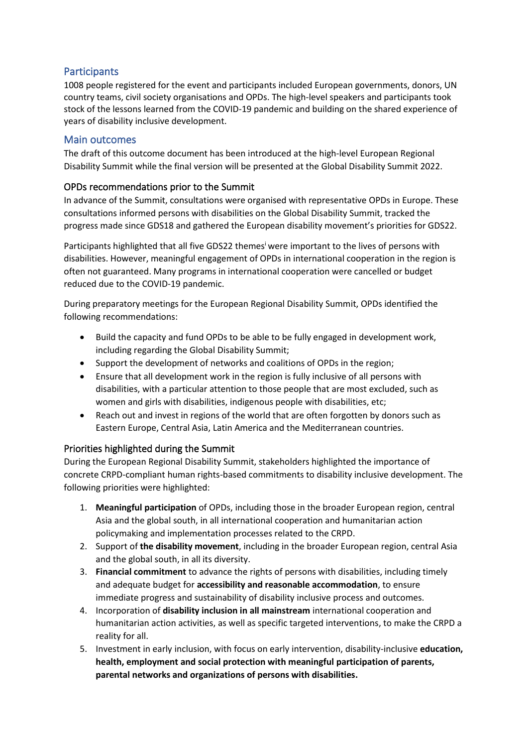## Participants

1008 people registered for the event and participants included European governments, donors, UN country teams, civil society organisations and OPDs. The high-level speakers and participants took stock of the lessons learned from the COVID-19 pandemic and building on the shared experience of years of disability inclusive development.

## Main outcomes

The draft of this outcome document has been introduced at the high-level European Regional Disability Summit while the final version will be presented at the Global Disability Summit 2022.

### OPDs recommendations prior to the Summit

In advance of the Summit, consultations were organised with representative OPDs in Europe. These consultations informed persons with disabilities on the Global Disability Summit, tracked the progress made since GDS18 and gathered the European disability movement's priorities for GDS22.

Participants highlighted that all five GDS22 themes[i] were important to the lives of persons with disabilities. However, meaningful engagement of OPDs in international cooperation in the region is often not guaranteed. Many programs in international cooperation were cancelled or budget reduced due to the COVID-19 pandemic.

During preparatory meetings for the European Regional Disability Summit, OPDs identified the following recommendations:

- Build the capacity and fund OPDs to be able to be fully engaged in development work, including regarding the Global Disability Summit;
- Support the development of networks and coalitions of OPDs in the region;
- Ensure that all development work in the region is fully inclusive of all persons with disabilities, with a particular attention to those people that are most excluded, such as women and girls with disabilities, indigenous people with disabilities, etc;
- Reach out and invest in regions of the world that are often forgotten by donors such as Eastern Europe, Central Asia, Latin America and the Mediterranean countries.

### Priorities highlighted during the Summit

During the European Regional Disability Summit, stakeholders highlighted the importance of concrete CRPD-compliant human rights-based commitments to disability inclusive development. The following priorities were highlighted:

1. **Meaningful participation** of OPDs, including those in the broader European region, central Asia and the global south, in all international cooperation and humanitarian action policymaking and implementation processes related to the CRPD.
2. Support of **the disability movement**, including in the broader European region, central Asia and the global south, in all its diversity.
3. **Financial commitment** to advance the rights of persons with disabilities, including timely and adequate budget for **accessibility and reasonable accommodation**, to ensure immediate progress and sustainability of disability inclusive process and outcomes.
4. Incorporation of **disability inclusion in all mainstream** international cooperation and humanitarian action activities, as well as specific targeted interventions, to make the CRPD a reality for all.
5. Investment in early inclusion, with focus on early intervention, disability-inclusive **education, health, employment and social protection with meaningful participation of parents, parental networks and organizations of persons with disabilities.**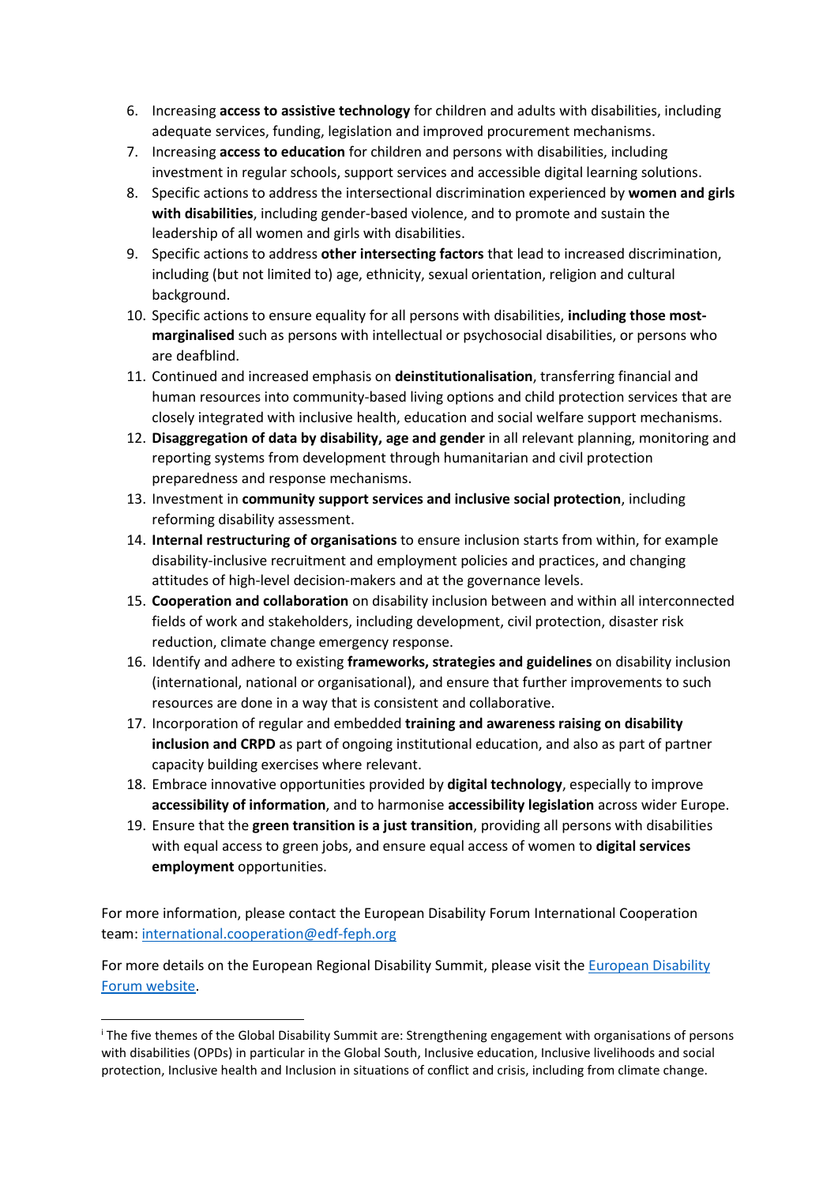6. Increasing **access to assistive technology** for children and adults with disabilities, including adequate services, funding, legislation and improved procurement mechanisms.
7. Increasing **access to education** for children and persons with disabilities, including investment in regular schools, support services and accessible digital learning solutions.
8. Specific actions to address the intersectional discrimination experienced by **women and girls with disabilities**, including gender-based violence, and to promote and sustain the leadership of all women and girls with disabilities.
9. Specific actions to address **other intersecting factors** that lead to increased discrimination, including (but not limited to) age, ethnicity, sexual orientation, religion and cultural background.
10. Specific actions to ensure equality for all persons with disabilities, **including those most-marginalised** such as persons with intellectual or psychosocial disabilities, or persons who are deafblind.
11. Continued and increased emphasis on **deinstitutionalisation**, transferring financial and human resources into community-based living options and child protection services that are closely integrated with inclusive health, education and social welfare support mechanisms.
12. **Disaggregation of data by disability, age and gender** in all relevant planning, monitoring and reporting systems from development through humanitarian and civil protection preparedness and response mechanisms.
13. Investment in **community support services and inclusive social protection**, including reforming disability assessment.
14. **Internal restructuring of organisations** to ensure inclusion starts from within, for example disability-inclusive recruitment and employment policies and practices, and changing attitudes of high-level decision-makers and at the governance levels.
15. **Cooperation and collaboration** on disability inclusion between and within all interconnected fields of work and stakeholders, including development, civil protection, disaster risk reduction, climate change emergency response.
16. Identify and adhere to existing **frameworks, strategies and guidelines** on disability inclusion (international, national or organisational), and ensure that further improvements to such resources are done in a way that is consistent and collaborative.
17. Incorporation of regular and embedded **training and awareness raising on disability inclusion and CRPD** as part of ongoing institutional education, and also as part of partner capacity building exercises where relevant.
18. Embrace innovative opportunities provided by **digital technology**, especially to improve **accessibility of information**, and to harmonise **accessibility legislation** across wider Europe.
19. Ensure that the **green transition is a just transition**, providing all persons with disabilities with equal access to green jobs, and ensure equal access of women to **digital services employment** opportunities.

For more information, please contact the European Disability Forum International Cooperation team: [international.cooperation@edf-feph.org](mailto:international.cooperation@edf-feph.org)

For more details on the European Regional Disability Summit, please visit the [European Disability Forum website](#).

---

[i] The five themes of the Global Disability Summit are: Strengthening engagement with organisations of persons with disabilities (OPDs) in particular in the Global South, Inclusive education, Inclusive livelihoods and social protection, Inclusive health and Inclusion in situations of conflict and crisis, including from climate change.